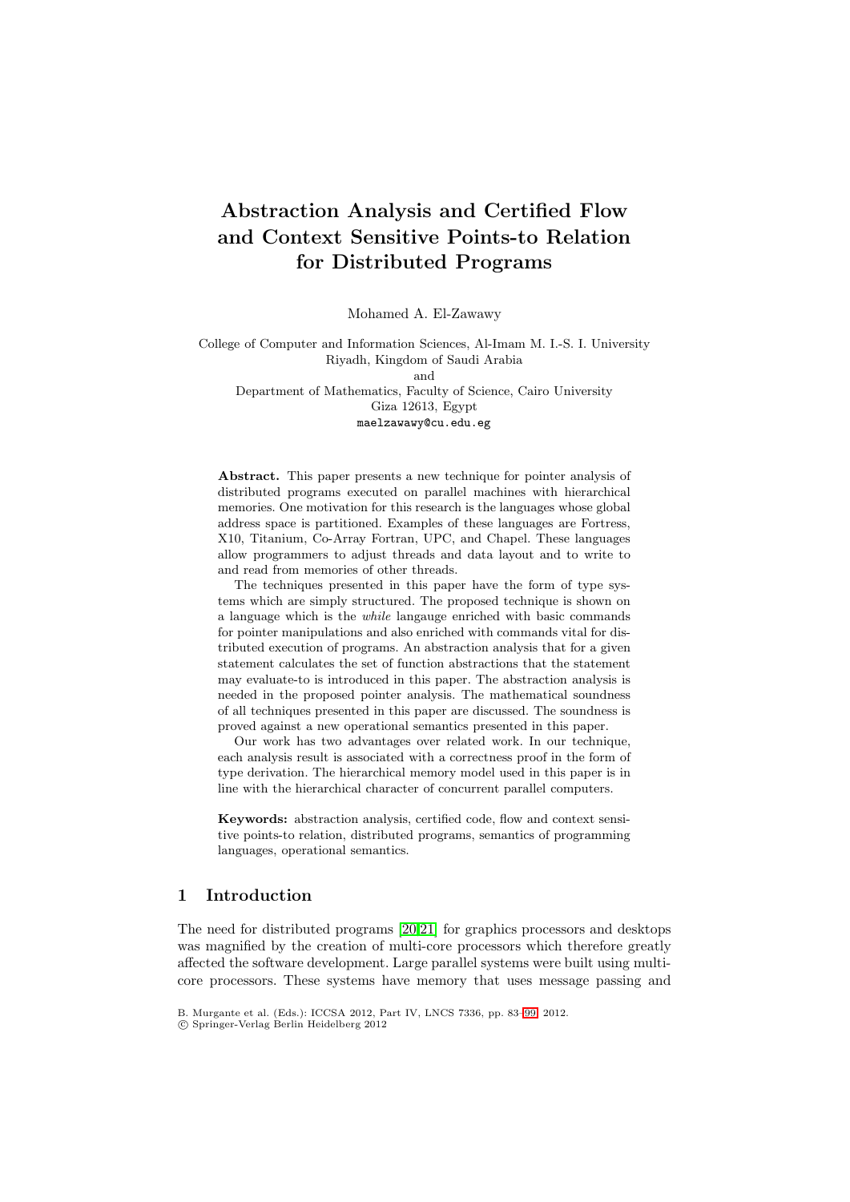# Abstraction Analysis and Certified Flow and Context Sensitive Points-to Relation for Distributed Programs

Mohamed A. El-Zawawy

College of Computer and Information Sciences, Al-Imam M. I.-S. I. University
Riyadh, Kingdom of Saudi Arabia
and
Department of Mathematics, Faculty of Science, Cairo University
Giza 12613, Egypt
maelzawawy@cu.edu.eg

**Abstract.** This paper presents a new technique for pointer analysis of distributed programs executed on parallel machines with hierarchical memories. One motivation for this research is the languages whose global address space is partitioned. Examples of these languages are Fortress, X10, Titanium, Co-Array Fortran, UPC, and Chapel. These languages allow programmers to adjust threads and data layout and to write to and read from memories of other threads.

The techniques presented in this paper have the form of type systems which are simply structured. The proposed technique is shown on a language which is the *while* langauge enriched with basic commands for pointer manipulations and also enriched with commands vital for distributed execution of programs. An abstraction analysis that for a given statement calculates the set of function abstractions that the statement may evaluate-to is introduced in this paper. The abstraction analysis is needed in the proposed pointer analysis. The mathematical soundness of all techniques presented in this paper are discussed. The soundness is proved against a new operational semantics presented in this paper.

Our work has two advantages over related work. In our technique, each analysis result is associated with a correctness proof in the form of type derivation. The hierarchical memory model used in this paper is in line with the hierarchical character of concurrent parallel computers.

**Keywords:** abstraction analysis, certified code, flow and context sensitive points-to relation, distributed programs, semantics of programming languages, operational semantics.

## 1 Introduction

The need for distributed programs [20,21] for graphics processors and desktops was magnified by the creation of multi-core processors which therefore greatly affected the software development. Large parallel systems were built using multi-core processors. These systems have memory that uses message passing and

B. Murgante et al. (Eds.): ICCSA 2012, Part IV, LNCS 7336, pp. 83–99, 2012.
© Springer-Verlag Berlin Heidelberg 2012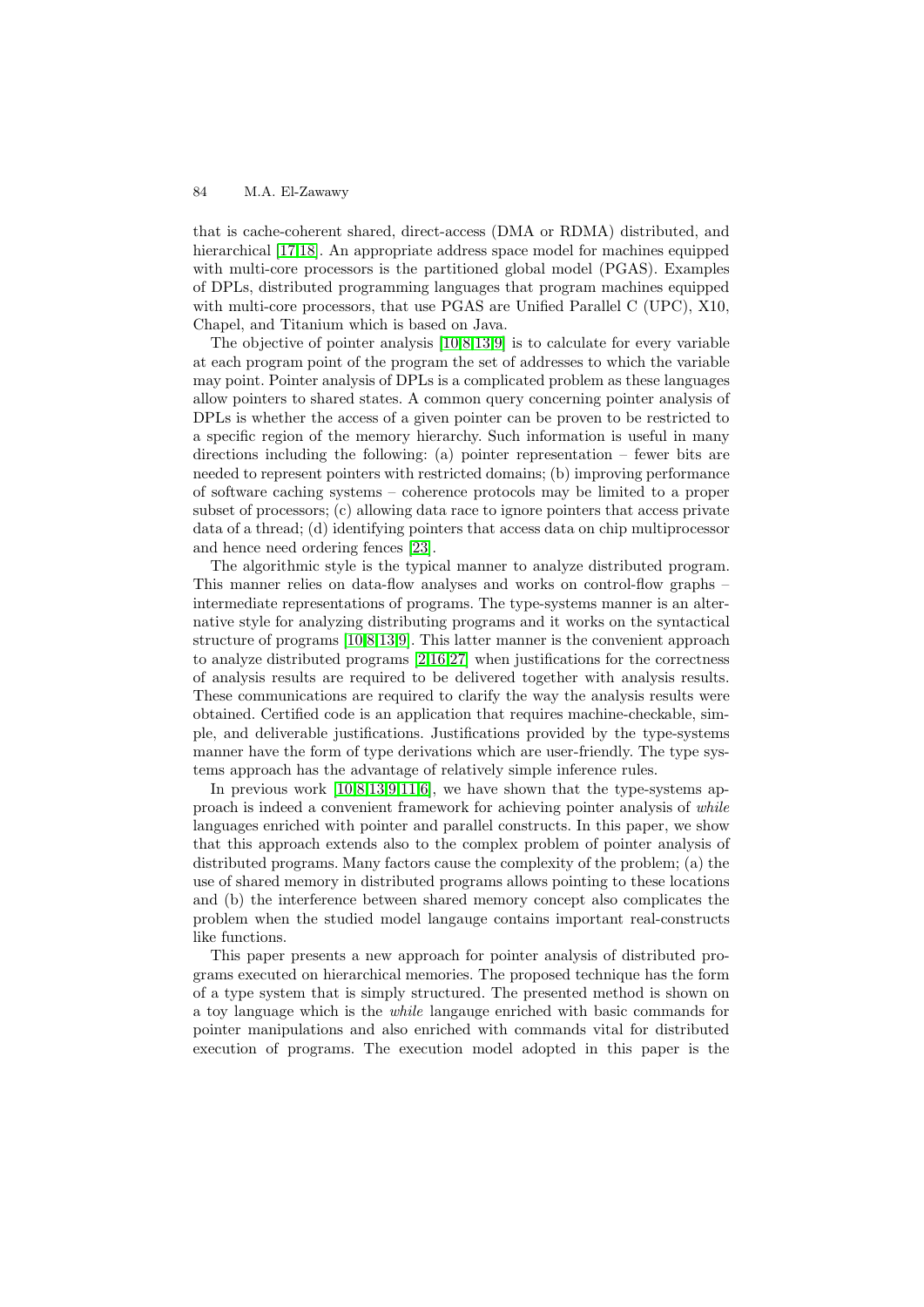that is cache-coherent shared, direct-access (DMA or RDMA) distributed, and hierarchical [17,18]. An appropriate address space model for machines equipped with multi-core processors is the partitioned global model (PGAS). Examples of DPLs, distributed programming languages that program machines equipped with multi-core processors, that use PGAS are Unified Parallel C (UPC), X10, Chapel, and Titanium which is based on Java.

The objective of pointer analysis [10,8,13,9] is to calculate for every variable at each program point of the program the set of addresses to which the variable may point. Pointer analysis of DPLs is a complicated problem as these languages allow pointers to shared states. A common query concerning pointer analysis of DPLs is whether the access of a given pointer can be proven to be restricted to a specific region of the memory hierarchy. Such information is useful in many directions including the following: (a) pointer representation – fewer bits are needed to represent pointers with restricted domains; (b) improving performance of software caching systems – coherence protocols may be limited to a proper subset of processors; (c) allowing data race to ignore pointers that access private data of a thread; (d) identifying pointers that access data on chip multiprocessor and hence need ordering fences [23].

The algorithmic style is the typical manner to analyze distributed program. This manner relies on data-flow analyses and works on control-flow graphs – intermediate representations of programs. The type-systems manner is an alternative style for analyzing distributing programs and it works on the syntactical structure of programs [10,8,13,9]. This latter manner is the convenient approach to analyze distributed programs [2,16,27] when justifications for the correctness of analysis results are required to be delivered together with analysis results. These communications are required to clarify the way the analysis results were obtained. Certified code is an application that requires machine-checkable, simple, and deliverable justifications. Justifications provided by the type-systems manner have the form of type derivations which are user-friendly. The type systems approach has the advantage of relatively simple inference rules.

In previous work [10,8,13,9,11,6], we have shown that the type-systems approach is indeed a convenient framework for achieving pointer analysis of *while* languages enriched with pointer and parallel constructs. In this paper, we show that this approach extends also to the complex problem of pointer analysis of distributed programs. Many factors cause the complexity of the problem; (a) the use of shared memory in distributed programs allows pointing to these locations and (b) the interference between shared memory concept also complicates the problem when the studied model langauge contains important real-constructs like functions.

This paper presents a new approach for pointer analysis of distributed programs executed on hierarchical memories. The proposed technique has the form of a type system that is simply structured. The presented method is shown on a toy language which is the *while* langauge enriched with basic commands for pointer manipulations and also enriched with commands vital for distributed execution of programs. The execution model adopted in this paper is the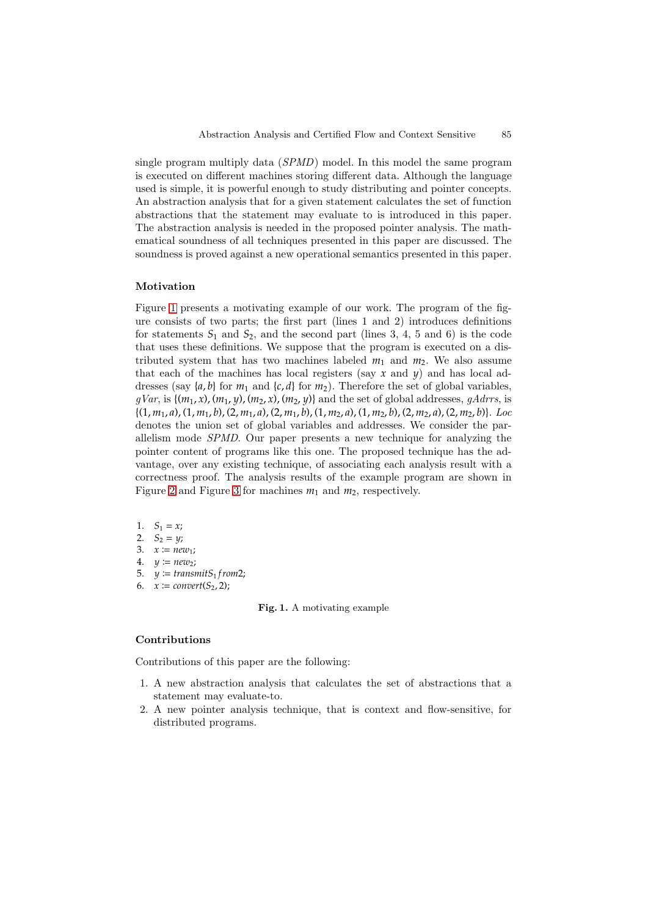single program multiply data (*SPMD*) model. In this model the same program is executed on different machines storing different data. Although the language used is simple, it is powerful enough to study distributing and pointer concepts. An abstraction analysis that for a given statement calculates the set of function abstractions that the statement may evaluate to is introduced in this paper. The abstraction analysis is needed in the proposed pointer analysis. The mathematical soundness of all techniques presented in this paper are discussed. The soundness is proved against a new operational semantics presented in this paper.

### Motivation

Figure 1 presents a motivating example of our work. The program of the figure consists of two parts; the first part (lines 1 and 2) introduces definitions for statements $S_1$ and $S_2$, and the second part (lines 3, 4, 5 and 6) is the code that uses these definitions. We suppose that the program is executed on a distributed system that has two machines labeled $m_1$ and $m_2$. We also assume that each of the machines has local registers (say $x$ and $y$) and has local addresses (say $\{a, b\}$ for $m_1$ and $\{c, d\}$ for $m_2$). Therefore the set of global variables, *gVar*, is $\{(m_1, x), (m_1, y), (m_2, x), (m_2, y)\}$ and the set of global addresses, *gAdrrs*, is $\{(1, m_1, a), (1, m_1, b), (2, m_1, a), (2, m_1, b), (1, m_2, a), (1, m_2, b), (2, m_2, a), (2, m_2, b)\}$. *Loc* denotes the union set of global variables and addresses. We consider the parallelism mode *SPMD*. Our paper presents a new technique for analyzing the pointer content of programs like this one. The proposed technique has the advantage, over any existing technique, of associating each analysis result with a correctness proof. The analysis results of the example program are shown in Figure 2 and Figure 3 for machines $m_1$ and $m_2$, respectively.

1. $S_1 = x;$
2. $S_2 = y;$
3. $x := new_1;$
4. $y := new_2;$
5. $y := transmit S_1 from 2;$
6. $x := convert(S_2, 2);$

**Fig. 1.** A motivating example

### Contributions

Contributions of this paper are the following:

1. A new abstraction analysis that calculates the set of abstractions that a statement may evaluate-to.
2. A new pointer analysis technique, that is context and flow-sensitive, for distributed programs.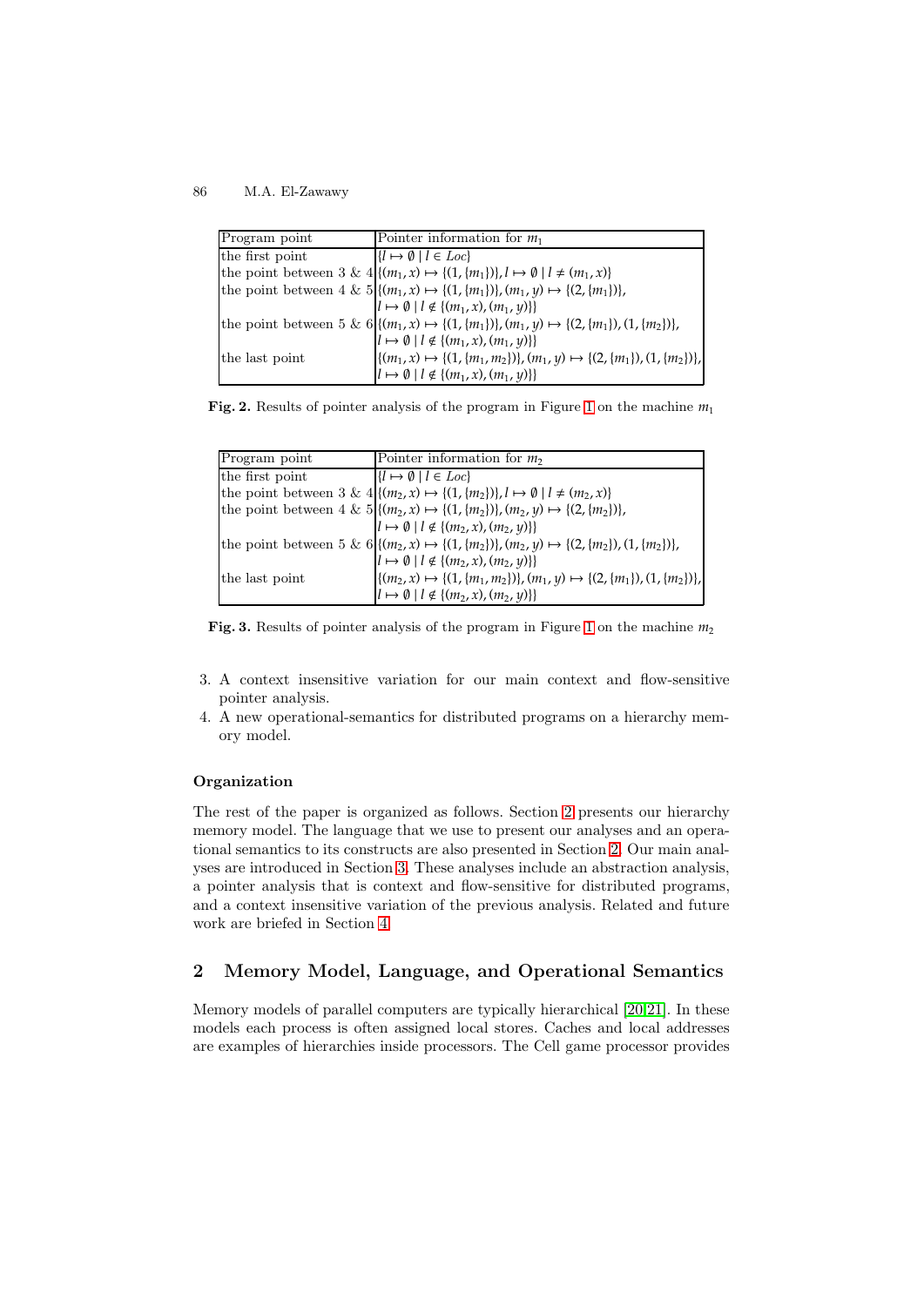| Program point | Pointer information for $m_1$ |
|---|---|
| the first point | $\{l \mapsto \emptyset \mid l \in Loc\}$ |
| the point between 3 & 4 | $\{(m_1, x) \mapsto \{(1, \{m_1\})\}, l \mapsto \emptyset \mid l \neq (m_1, x)\}$ |
| the point between 4 & 5 | $\{(m_1, x) \mapsto \{(1, \{m_1\})\}, (m_1, y) \mapsto \{(2, \{m_1\})\},$ $l \mapsto \emptyset \mid l \notin \{(m_1, x), (m_1, y)\}\}$ |
| the point between 5 & 6 | $\{(m_1, x) \mapsto \{(1, \{m_1\})\}, (m_1, y) \mapsto \{(2, \{m_1\}), (1, \{m_2\})\},$ $l \mapsto \emptyset \mid l \notin \{(m_1, x), (m_1, y)\}\}$ |
| the last point | $\{(m_1, x) \mapsto \{(1, \{m_1, m_2\})\}, (m_1, y) \mapsto \{(2, \{m_1\}), (1, \{m_2\})\},$ $l \mapsto \emptyset \mid l \notin \{(m_1, x), (m_1, y)\}\}$ |

**Fig. 2.** Results of pointer analysis of the program in Figure 1 on the machine $m_1$

| Program point | Pointer information for $m_2$ |
|---|---|
| the first point | $\{l \mapsto \emptyset \mid l \in Loc\}$ |
| the point between 3 & 4 | $\{(m_2, x) \mapsto \{(1, \{m_2\})\}, l \mapsto \emptyset \mid l \neq (m_2, x)\}$ |
| the point between 4 & 5 | $\{(m_2, x) \mapsto \{(1, \{m_2\})\}, (m_2, y) \mapsto \{(2, \{m_2\})\},$ $l \mapsto \emptyset \mid l \notin \{(m_2, x), (m_2, y)\}\}$ |
| the point between 5 & 6 | $\{(m_2, x) \mapsto \{(1, \{m_2\})\}, (m_2, y) \mapsto \{(2, \{m_2\}), (1, \{m_2\})\},$ $l \mapsto \emptyset \mid l \notin \{(m_2, x), (m_2, y)\}\}$ |
| the last point | $\{(m_2, x) \mapsto \{(1, \{m_1, m_2\})\}, (m_1, y) \mapsto \{(2, \{m_1\}), (1, \{m_2\})\},$ $l \mapsto \emptyset \mid l \notin \{(m_2, x), (m_2, y)\}\}$ |

**Fig. 3.** Results of pointer analysis of the program in Figure 1 on the machine $m_2$

3. A context insensitive variation for our main context and flow-sensitive pointer analysis.
4. A new operational-semantics for distributed programs on a hierarchy memory model.

**Organization**

The rest of the paper is organized as follows. Section 2 presents our hierarchy memory model. The language that we use to present our analyses and an operational semantics to its constructs are also presented in Section 2. Our main analyses are introduced in Section 3. These analyses include an abstraction analysis, a pointer analysis that is context and flow-sensitive for distributed programs, and a context insensitive variation of the previous analysis. Related and future work are briefed in Section 4.

## 2 Memory Model, Language, and Operational Semantics

Memory models of parallel computers are typically hierarchical [20,21]. In these models each process is often assigned local stores. Caches and local addresses are examples of hierarchies inside processors. The Cell game processor provides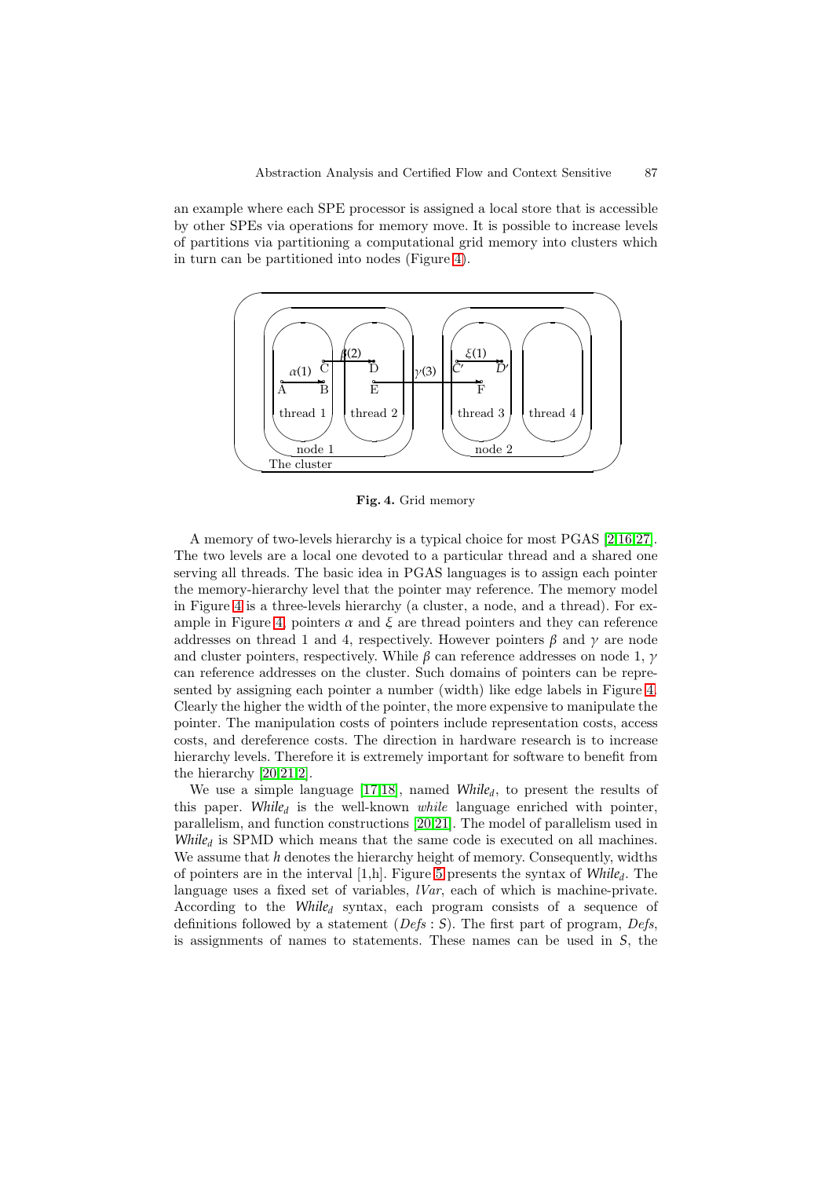an example where each SPE processor is assigned a local store that is accessible by other SPEs via operations for memory move. It is possible to increase levels of partitions via partitioning a computational grid memory into clusters which in turn can be partitioned into nodes (Figure 4).

**Fig. 4.** Grid memory

A memory of two-levels hierarchy is a typical choice for most PGAS [2,16,27]. The two levels are a local one devoted to a particular thread and a shared one serving all threads. The basic idea in PGAS languages is to assign each pointer the memory-hierarchy level that the pointer may reference. The memory model in Figure 4 is a three-levels hierarchy (a cluster, a node, and a thread). For example in Figure 4, pointers $\alpha$ and $\xi$ are thread pointers and they can reference addresses on thread 1 and 4, respectively. However pointers $\beta$ and $\gamma$ are node and cluster pointers, respectively. While $\beta$ can reference addresses on node 1, $\gamma$ can reference addresses on the cluster. Such domains of pointers can be represented by assigning each pointer a number (width) like edge labels in Figure 4. Clearly the higher the width of the pointer, the more expensive to manipulate the pointer. The manipulation costs of pointers include representation costs, access costs, and dereference costs. The direction in hardware research is to increase hierarchy levels. Therefore it is extremely important for software to benefit from the hierarchy [20,21,2].

We use a simple language [17,18], named *While$_d$*, to present the results of this paper. *While$_d$* is the well-known *while* language enriched with pointer, parallelism, and function constructions [20,21]. The model of parallelism used in *While$_d$* is SPMD which means that the same code is executed on all machines. We assume that $h$ denotes the hierarchy height of memory. Consequently, widths of pointers are in the interval [1,h]. Figure 5 presents the syntax of *While$_d$*. The language uses a fixed set of variables, *lVar*, each of which is machine-private. According to the *While$_d$* syntax, each program consists of a sequence of definitions followed by a statement (*Defs* : *S*). The first part of program, *Defs*, is assignments of names to statements. These names can be used in *S*, the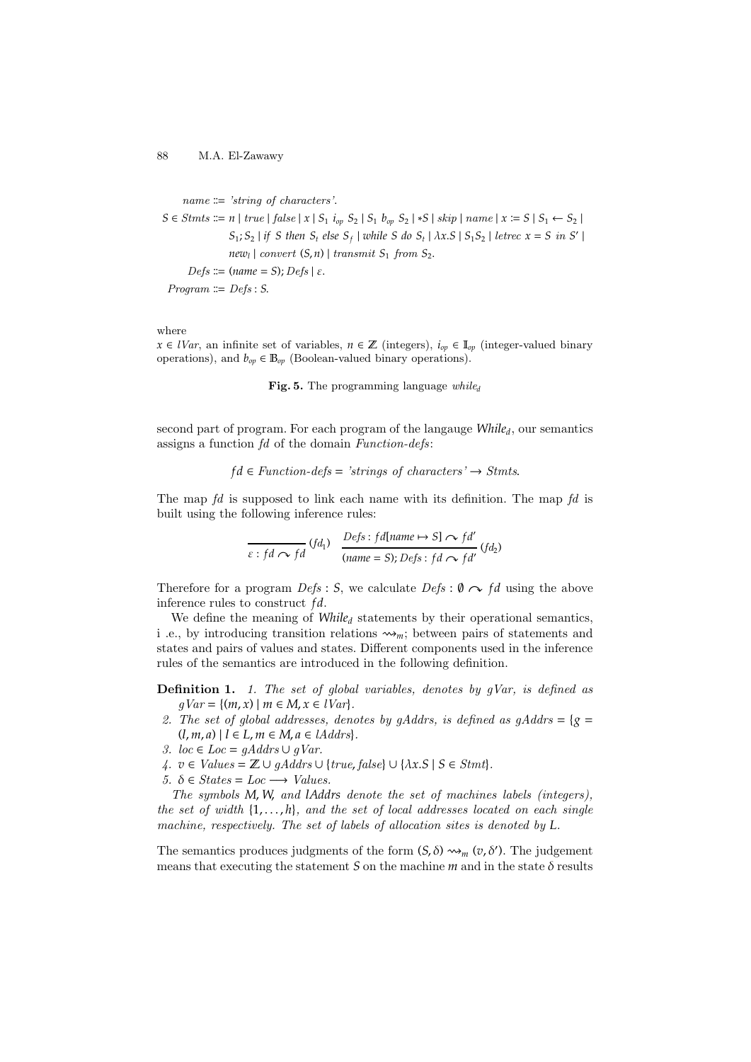$$name ::= \textit{'string of characters'}.$$

$$\begin{aligned} S \in Stmts ::= \; & n \mid true \mid false \mid x \mid S_1 \; i_{op} \; S_2 \mid S_1 \; b_{op} \; S_2 \mid *S \mid skip \mid name \mid x := S \mid S_1 \leftarrow S_2 \mid \\ & S_1; S_2 \mid if \; S \; then \; S_t \; else \; S_f \mid while \; S \; do \; S_t \mid \lambda x.S \mid S_1 S_2 \mid letrec \; x = S \; in \; S' \mid \\ & new_l \mid convert \; (S, n) \mid transmit \; S_1 \; from \; S_2. \end{aligned}$$

$$Defs ::= (name = S); Defs \mid \varepsilon.$$

$$Program ::= Defs : S.$$

where

$x \in lVar$, an infinite set of variables, $n \in \mathbb{Z}$ (integers), $i_{op} \in \mathbb{I}_{op}$ (integer-valued binary operations), and $b_{op} \in \mathbb{B}_{op}$ (Boolean-valued binary operations).

**Fig. 5.** The programming language $while_d$

second part of program. For each program of the langauge $While_d$, our semantics assigns a function $fd$ of the domain *Function-defs*:

$$fd \in \textit{Function-defs} = \textit{'strings of characters'} \rightarrow Stmts.$$

The map $fd$ is supposed to link each name with its definition. The map $fd$ is built using the following inference rules:

$$\frac{}{\varepsilon : fd \curvearrowright fd} \, (fd_1) \qquad \frac{Defs : fd[name \mapsto S] \curvearrowright fd'}{(name = S); Defs : fd \curvearrowright fd'} \, (fd_2)$$

Therefore for a program $Defs : S$, we calculate $Defs : \emptyset \curvearrowright fd$ using the above inference rules to construct $fd$.

We define the meaning of $While_d$ statements by their operational semantics, i .e., by introducing transition relations $\rightsquigarrow_m$; between pairs of statements and states and pairs of values and states. Different components used in the inference rules of the semantics are introduced in the following definition.

**Definition 1.** *1. The set of global variables, denotes by gVar, is defined as* $gVar = \{(m, x) \mid m \in M, x \in lVar\}$.

*2. The set of global addresses, denotes by gAddrs, is defined as* $gAddrs = \{g = (l, m, a) \mid l \in L, m \in M, a \in lAddrs\}$.

*3.* $loc \in Loc = gAddrs \cup gVar$.

*4.* $v \in Values = \mathbb{Z} \cup gAddrs \cup \{true, false\} \cup \{\lambda x.S \mid S \in Stmt\}$.

*5.* $\delta \in States = Loc \longrightarrow Values$.

*The symbols $M$, $W$, and $lAddrs$ denote the set of machines labels (integers), the set of width $\{1, \ldots, h\}$, and the set of local addresses located on each single machine, respectively. The set of labels of allocation sites is denoted by $L$.*

The semantics produces judgments of the form $(S, \delta) \rightsquigarrow_m (v, \delta')$. The judgement means that executing the statement $S$ on the machine $m$ and in the state $\delta$ results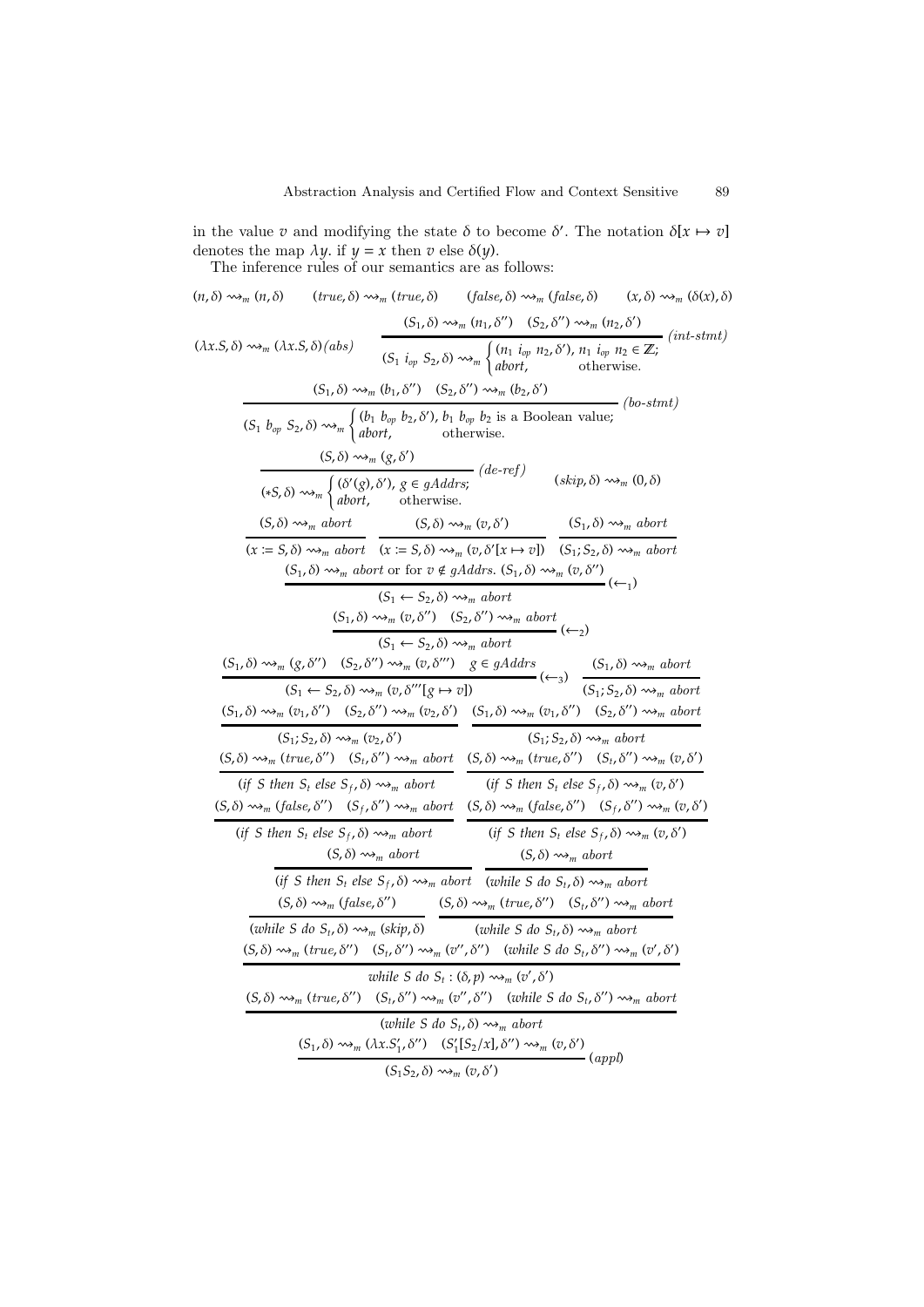in the value $v$ and modifying the state $\delta$ to become $\delta'$. The notation $\delta[x \mapsto v]$ denotes the map $\lambda y.$ if $y = x$ then $v$ else $\delta(y)$.

The inference rules of our semantics are as follows:

$$(n, \delta) \rightsquigarrow_m (n, \delta) \qquad (true, \delta) \rightsquigarrow_m (true, \delta) \qquad (false, \delta) \rightsquigarrow_m (false, \delta) \qquad (x, \delta) \rightsquigarrow_m (\delta(x), \delta)$$

$$(\lambda x.S, \delta) \rightsquigarrow_m (\lambda x.S, \delta)\,(abs) \qquad \frac{(S_1, \delta) \rightsquigarrow_m (n_1, \delta'') \quad (S_2, \delta'') \rightsquigarrow_m (n_2, \delta')}{(S_1\ i_{op}\ S_2, \delta) \rightsquigarrow_m \begin{cases} (n_1\ i_{op}\ n_2, \delta'), & n_1\ i_{op}\ n_2 \in \mathbb{Z}; \\ abort, & \text{otherwise.} \end{cases}}\ (int\text{-}stmt)$$

$$\frac{(S_1, \delta) \rightsquigarrow_m (b_1, \delta'') \quad (S_2, \delta'') \rightsquigarrow_m (b_2, \delta')}{(S_1\ b_{op}\ S_2, \delta) \rightsquigarrow_m \begin{cases} (b_1\ b_{op}\ b_2, \delta'), & b_1\ b_{op}\ b_2 \text{ is a Boolean value;} \\ abort, & \text{otherwise.} \end{cases}}\ (bo\text{-}stmt)$$

$$\frac{(S, \delta) \rightsquigarrow_m (g, \delta')}{(*S, \delta) \rightsquigarrow_m \begin{cases} (\delta'(g), \delta'), & g \in gAddrs; \\ abort, & \text{otherwise.} \end{cases}}\ (de\text{-}ref) \qquad (skip, \delta) \rightsquigarrow_m (0, \delta)$$

$$\frac{(S, \delta) \rightsquigarrow_m abort}{(x := S, \delta) \rightsquigarrow_m abort} \qquad \frac{(S, \delta) \rightsquigarrow_m (v, \delta')}{(x := S, \delta) \rightsquigarrow_m (v, \delta'[x \mapsto v])} \qquad \frac{(S_1, \delta) \rightsquigarrow_m abort}{(S_1; S_2, \delta) \rightsquigarrow_m abort}$$

$$\frac{(S_1, \delta) \rightsquigarrow_m abort \text{ or for } v \notin gAddrs.\ (S_1, \delta) \rightsquigarrow_m (v, \delta'')}{(S_1 \leftarrow S_2, \delta) \rightsquigarrow_m abort}\ (\leftarrow_1)$$

$$\frac{(S_1, \delta) \rightsquigarrow_m (v, \delta'') \quad (S_2, \delta'') \rightsquigarrow_m abort}{(S_1 \leftarrow S_2, \delta) \rightsquigarrow_m abort}\ (\leftarrow_2)$$

$$\frac{(S_1, \delta) \rightsquigarrow_m (g, \delta'') \quad (S_2, \delta'') \rightsquigarrow_m (v, \delta''') \quad g \in gAddrs}{(S_1 \leftarrow S_2, \delta) \rightsquigarrow_m (v, \delta'''[g \mapsto v])}\ (\leftarrow_3) \qquad \frac{(S_1, \delta) \rightsquigarrow_m abort}{(S_1; S_2, \delta) \rightsquigarrow_m abort}$$

$$\frac{(S_1, \delta) \rightsquigarrow_m (v_1, \delta'') \quad (S_2, \delta'') \rightsquigarrow_m (v_2, \delta')}{(S_1; S_2, \delta) \rightsquigarrow_m (v_2, \delta')} \qquad \frac{(S_1, \delta) \rightsquigarrow_m (v_1, \delta'') \quad (S_2, \delta'') \rightsquigarrow_m abort}{(S_1; S_2, \delta) \rightsquigarrow_m abort}$$

$$\frac{(S, \delta) \rightsquigarrow_m (true, \delta'') \quad (S_t, \delta'') \rightsquigarrow_m abort}{(if\ S\ then\ S_t\ else\ S_f, \delta) \rightsquigarrow_m abort} \qquad \frac{(S, \delta) \rightsquigarrow_m (true, \delta'') \quad (S_t, \delta'') \rightsquigarrow_m (v, \delta')}{(if\ S\ then\ S_t\ else\ S_f, \delta) \rightsquigarrow_m (v, \delta')}$$

$$\frac{(S, \delta) \rightsquigarrow_m (false, \delta'') \quad (S_f, \delta'') \rightsquigarrow_m abort}{(if\ S\ then\ S_t\ else\ S_f, \delta) \rightsquigarrow_m abort} \qquad \frac{(S, \delta) \rightsquigarrow_m (false, \delta'') \quad (S_f, \delta'') \rightsquigarrow_m (v, \delta')}{(if\ S\ then\ S_t\ else\ S_f, \delta) \rightsquigarrow_m (v, \delta')}$$

$$\frac{(S, \delta) \rightsquigarrow_m abort}{(if\ S\ then\ S_t\ else\ S_f, \delta) \rightsquigarrow_m abort} \qquad \frac{(S, \delta) \rightsquigarrow_m abort}{(while\ S\ do\ S_t, \delta) \rightsquigarrow_m abort}$$

$$\frac{(S, \delta) \rightsquigarrow_m (false, \delta'')}{(while\ S\ do\ S_t, \delta) \rightsquigarrow_m (skip, \delta)} \qquad \frac{(S, \delta) \rightsquigarrow_m (true, \delta'') \quad (S_t, \delta'') \rightsquigarrow_m abort}{(while\ S\ do\ S_t, \delta) \rightsquigarrow_m abort}$$

$$\frac{(S, \delta) \rightsquigarrow_m (true, \delta'') \quad (S_t, \delta'') \rightsquigarrow_m (v'', \delta'') \quad (while\ S\ do\ S_t, \delta'') \rightsquigarrow_m (v', \delta')}{while\ S\ do\ S_t : (\delta, p) \rightsquigarrow_m (v', \delta')}$$

$$\frac{(S, \delta) \rightsquigarrow_m (true, \delta'') \quad (S_t, \delta'') \rightsquigarrow_m (v'', \delta'') \quad (while\ S\ do\ S_t, \delta'') \rightsquigarrow_m abort}{(while\ S\ do\ S_t, \delta) \rightsquigarrow_m abort}$$

$$\frac{(S_1, \delta) \rightsquigarrow_m (\lambda x.S_1', \delta'') \quad (S_1'[S_2/x], \delta'') \rightsquigarrow_m (v, \delta')}{(S_1 S_2, \delta) \rightsquigarrow_m (v, \delta')}\ (appl)$$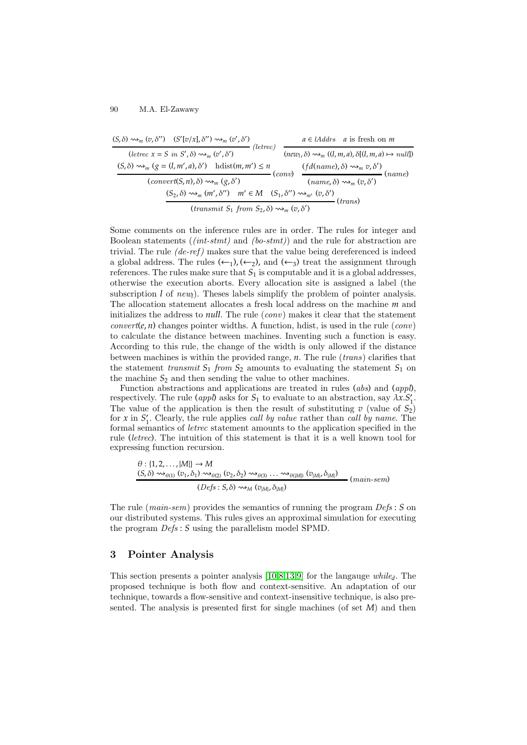$$\frac{(S,\delta) \rightsquigarrow_m (v,\delta'') \quad (S'[v/x],\delta'') \rightsquigarrow_m (v',\delta')}{(letrec\ x = S\ in\ S',\delta) \rightsquigarrow_m (v',\delta')}\ (letrec) \qquad \frac{a \in lAddrs \quad a \text{ is fresh on } m}{(new_l,\delta) \rightsquigarrow_m ((l,m,a),\delta[(l,m,a) \mapsto null])}$$

$$\frac{(S,\delta) \rightsquigarrow_m (g = (l,m',a),\delta') \quad \text{hdist}(m,m') \leq n}{(convert(S,n),\delta) \rightsquigarrow_m (g,\delta')}\ (conv) \qquad \frac{(fd(name),\delta) \rightsquigarrow_m v,\delta'}{(name,\delta) \rightsquigarrow_m (v,\delta')}\ (name)$$

$$\frac{(S_2,\delta) \rightsquigarrow_m (m',\delta'') \quad m' \in M \quad (S_1,\delta'') \rightsquigarrow_{m'} (v,\delta')}{(transmit\ S_1\ from\ S_2,\delta) \rightsquigarrow_m (v,\delta')}\ (trans)$$

Some comments on the inference rules are in order. The rules for integer and Boolean statements (*(int-stmt)* and *(bo-stmt)*) and the rule for abstraction are trivial. The rule *(de-ref)* makes sure that the value being dereferenced is indeed a global address. The rules $(\leftarrow_1)$, $(\leftarrow_2)$, and $(\leftarrow_3)$ treat the assignment through references. The rules make sure that $S_1$ is computable and it is a global addresses, otherwise the execution aborts. Every allocation site is assigned a label (the subscription $l$ of $new_l$). Theses labels simplify the problem of pointer analysis. The allocation statement allocates a fresh local address on the machine $m$ and initializes the address to *null*. The rule (*conv*) makes it clear that the statement $convert(e,n)$ changes pointer widths. A function, hdist, is used in the rule (*conv*) to calculate the distance between machines. Inventing such a function is easy. According to this rule, the change of the width is only allowed if the distance between machines is within the provided range, $n$. The rule (*trans*) clarifies that the statement *transmit* $S_1$ *from* $S_2$ amounts to evaluating the statement $S_1$ on the machine $S_2$ and then sending the value to other machines.

Function abstractions and applications are treated in rules (*abs*) and (*appl*), respectively. The rule (*appl*) asks for $S_1$ to evaluate to an abstraction, say $\lambda x.S_1'$. The value of the application is then the result of substituting $v$ (value of $S_2$) for $x$ in $S_1'$. Clearly, the rule applies *call by value* rather than *call by name*. The formal semantics of *letrec* statement amounts to the application specified in the rule (*letrec*). The intuition of this statement is that it is a well known tool for expressing function recursion.

$$\frac{\begin{array}{l}\theta : \{1,2,\ldots,|M|\} \rightarrow M \\ (S,\delta) \rightsquigarrow_{\theta(1)} (v_1,\delta_1) \rightsquigarrow_{\theta(2)} (v_2,\delta_2) \rightsquigarrow_{\theta(3)} \ldots \rightsquigarrow_{\theta(|M|)} (v_{|M|},\delta_{|M|})\end{array}}{(Defs : S,\delta) \rightsquigarrow_M (v_{|M|},\delta_{|M|})}\ (main\text{-}sem)$$

The rule (*main-sem*) provides the semantics of running the program *Defs* : $S$ on our distributed systems. This rules gives an approximal simulation for executing the program *Defs* : $S$ using the parallelism model SPMD.

## 3 Pointer Analysis

This section presents a pointer analysis [10,8,13,9] for the langauge $while_d$. The proposed technique is both flow and context-sensitive. An adaptation of our technique, towards a flow-sensitive and context-insensitive technique, is also presented. The analysis is presented first for single machines (of set $M$) and then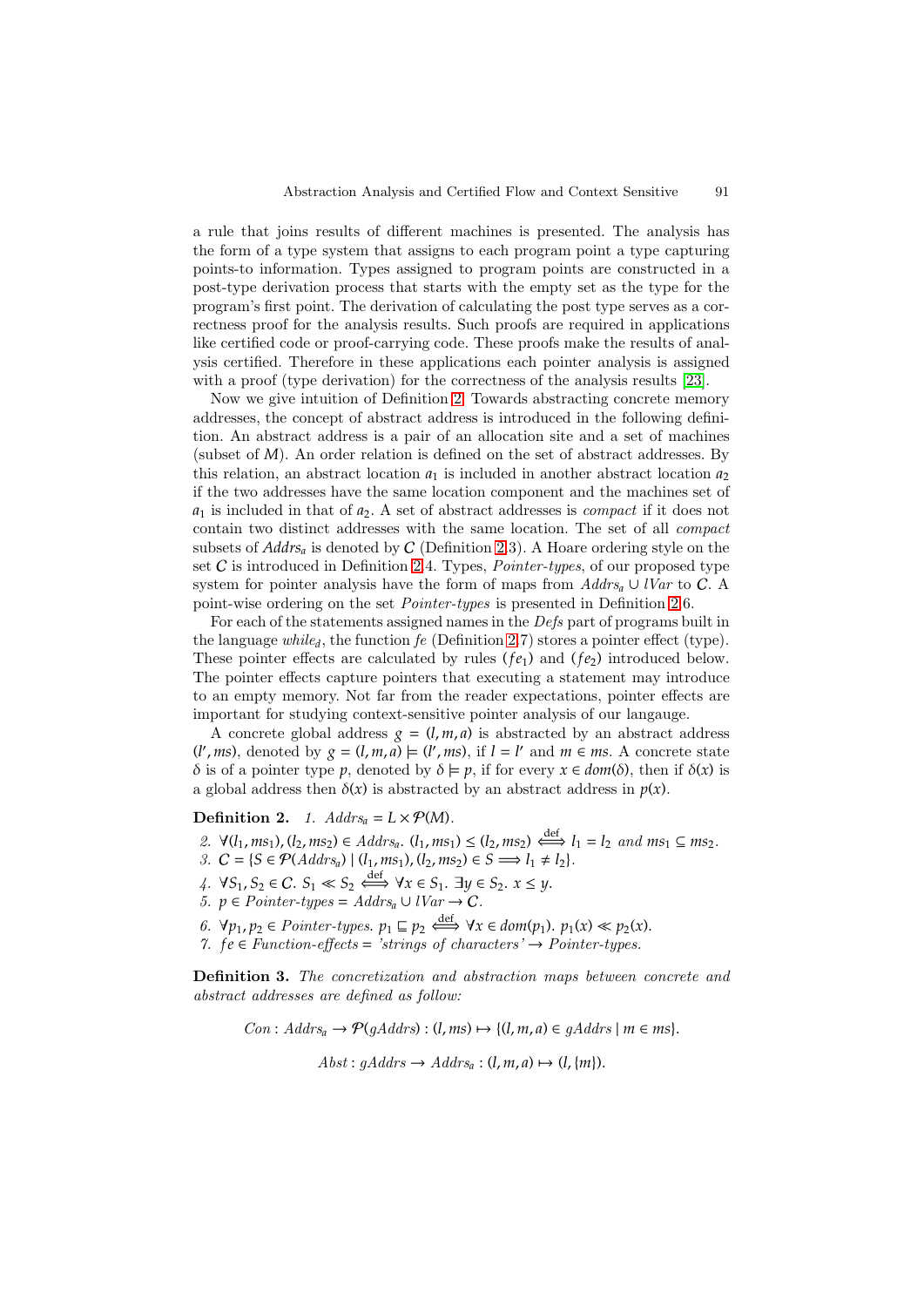a rule that joins results of different machines is presented. The analysis has the form of a type system that assigns to each program point a type capturing points-to information. Types assigned to program points are constructed in a post-type derivation process that starts with the empty set as the type for the program's first point. The derivation of calculating the post type serves as a correctness proof for the analysis results. Such proofs are required in applications like certified code or proof-carrying code. These proofs make the results of analysis certified. Therefore in these applications each pointer analysis is assigned with a proof (type derivation) for the correctness of the analysis results [23].

Now we give intuition of Definition 2. Towards abstracting concrete memory addresses, the concept of abstract address is introduced in the following definition. An abstract address is a pair of an allocation site and a set of machines (subset of $M$). An order relation is defined on the set of abstract addresses. By this relation, an abstract location $a_1$ is included in another abstract location $a_2$ if the two addresses have the same location component and the machines set of $a_1$ is included in that of $a_2$. A set of abstract addresses is *compact* if it does not contain two distinct addresses with the same location. The set of all *compact* subsets of $Addrs_a$ is denoted by $\mathcal{C}$ (Definition 2.3). A Hoare ordering style on the set $\mathcal{C}$ is introduced in Definition 2.4. Types, *Pointer-types*, of our proposed type system for pointer analysis have the form of maps from $Addrs_a \cup lVar$ to $\mathcal{C}$. A point-wise ordering on the set *Pointer-types* is presented in Definition 2.6.

For each of the statements assigned names in the *Defs* part of programs built in the language $while_d$, the function $fe$ (Definition 2.7) stores a pointer effect (type). These pointer effects are calculated by rules $(fe_1)$ and $(fe_2)$ introduced below. The pointer effects capture pointers that executing a statement may introduce to an empty memory. Not far from the reader expectations, pointer effects are important for studying context-sensitive pointer analysis of our langauge.

A concrete global address $g = (l, m, a)$ is abstracted by an abstract address $(l', ms)$, denoted by $g = (l, m, a) \models (l', ms)$, if $l = l'$ and $m \in ms$. A concrete state $\delta$ is of a pointer type $p$, denoted by $\delta \models p$, if for every $x \in dom(\delta)$, then if $\delta(x)$ is a global address then $\delta(x)$ is abstracted by an abstract address in $p(x)$.

**Definition 2.** *1.* $Addrs_a = L \times \mathcal{P}(M)$.

*2.* $\forall (l_1, ms_1), (l_2, ms_2) \in Addrs_a.\ (l_1, ms_1) \leq (l_2, ms_2) \stackrel{\text{def}}{\Longleftrightarrow} l_1 = l_2$ *and* $ms_1 \subseteq ms_2$.

*3.* $\mathcal{C} = \{S \in \mathcal{P}(Addrs_a) \mid (l_1, ms_1), (l_2, ms_2) \in S \Longrightarrow l_1 \neq l_2\}$.

*4.* $\forall S_1, S_2 \in \mathcal{C}.\ S_1 \ll S_2 \stackrel{\text{def}}{\Longleftrightarrow} \forall x \in S_1.\ \exists y \in S_2.\ x \leq y$.

*5.* $p \in$ *Pointer-types* $= Addrs_a \cup lVar \to \mathcal{C}$.

*6.* $\forall p_1, p_2 \in$ *Pointer-types*. $p_1 \sqsubseteq p_2 \stackrel{\text{def}}{\Longleftrightarrow} \forall x \in dom(p_1).\ p_1(x) \ll p_2(x)$.

*7.* $fe \in$ *Function-effects* = *'strings of characters'* $\to$ *Pointer-types.*

**Definition 3.** *The concretization and abstraction maps between concrete and abstract addresses are defined as follow:*

$$Con : Addrs_a \to \mathcal{P}(gAddrs) : (l, ms) \mapsto \{(l, m, a) \in gAddrs \mid m \in ms\}.$$

$$Abst : gAddrs \to Addrs_a : (l, m, a) \mapsto (l, \{m\}).$$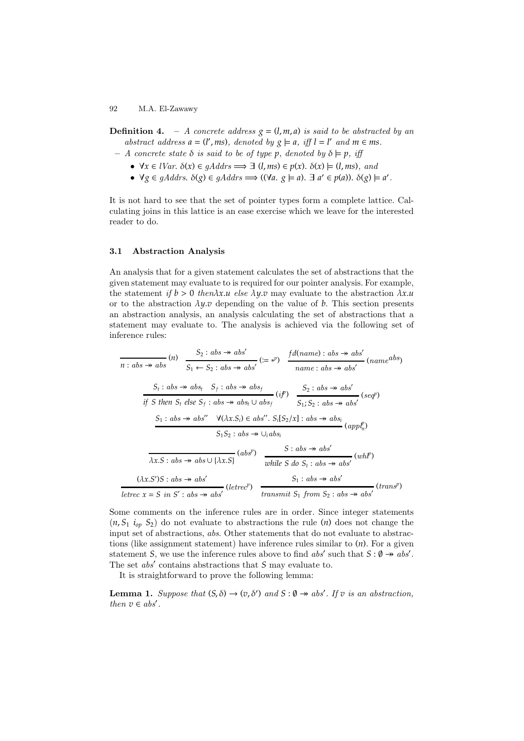**Definition 4.** – *A concrete address $g = (l, m, a)$ is said to be abstracted by an abstract address $a = (l', ms)$, denoted by $g \models a$, iff $l = l'$ and $m \in ms$.*

– *A concrete state $\delta$ is said to be of type $p$, denoted by $\delta \models p$, iff*

- $\forall x \in lVar.\ \delta(x) \in gAddrs \Longrightarrow \exists\ (l, ms) \in p(x).\ \delta(x) \models (l, ms)$, *and*
- $\forall g \in gAddrs.\ \delta(g) \in gAddrs \Longrightarrow ((\forall a.\ g \models a).\ \exists\ a' \in p(a)).\ \delta(g) \models a'$.

It is not hard to see that the set of pointer types form a complete lattice. Calculating joins in this lattice is an ease exercise which we leave for the interested reader to do.

### 3.1 Abstraction Analysis

An analysis that for a given statement calculates the set of abstractions that the given statement may evaluate to is required for our pointer analysis. For example, the statement *if* $b > 0$ *then*$\lambda x.u$ *else* $\lambda y.v$ may evaluate to the abstraction $\lambda x.u$ or to the abstraction $\lambda y.v$ depending on the value of $b$. This section presents an abstraction analysis, an analysis calculating the set of abstractions that a statement may evaluate to. The analysis is achieved via the following set of inference rules:

$$\frac{}{n : abs \twoheadrightarrow abs}\ (n) \qquad \frac{S_2 : abs \twoheadrightarrow abs'}{S_1 \leftarrow S_2 : abs \twoheadrightarrow abs'}\ (:=*^p) \qquad \frac{fd(name) : abs \twoheadrightarrow abs'}{name : abs \twoheadrightarrow abs'}\ (name^{abs})$$

$$\frac{S_t : abs \twoheadrightarrow abs_t \quad S_f : abs \twoheadrightarrow abs_f}{if\ S\ then\ S_t\ else\ S_f : abs \twoheadrightarrow abs_t \cup abs_f}\ (if^p) \qquad \frac{S_2 : abs \twoheadrightarrow abs'}{S_1; S_2 : abs \twoheadrightarrow abs'}\ (seq^p)$$

$$\frac{S_1 : abs \twoheadrightarrow abs'' \quad \forall (\lambda x.S_i) \in abs''.\ S_i[S_2/x] : abs \twoheadrightarrow abs_i}{S_1 S_2 : abs \twoheadrightarrow \cup_i abs_i}\ (appl_n^p)$$

$$\frac{}{\lambda x.S : abs \twoheadrightarrow abs \cup \{\lambda x.S\}}\ (abs^p) \qquad \frac{S : abs \twoheadrightarrow abs'}{while\ S\ do\ S_t : abs \twoheadrightarrow abs'}\ (whl^p)$$

$$\frac{(\lambda x.S')S : abs \twoheadrightarrow abs'}{letrec\ x = S\ in\ S' : abs \twoheadrightarrow abs'}\ (letrec^p) \qquad \frac{S_1 : abs \twoheadrightarrow abs'}{transmit\ S_1\ from\ S_2 : abs \twoheadrightarrow abs'}\ (trans^p)$$

Some comments on the inference rules are in order. Since integer statements $(n, S_1\ i_{op}\ S_2)$ do not evaluate to abstractions the rule $(n)$ does not change the input set of abstractions, $abs$. Other statements that do not evaluate to abstractions (like assignment statement) have inference rules similar to $(n)$. For a given statement $S$, we use the inference rules above to find $abs'$ such that $S : \emptyset \twoheadrightarrow abs'$. The set $abs'$ contains abstractions that $S$ may evaluate to.

It is straightforward to prove the following lemma:

**Lemma 1.** *Suppose that $(S, \delta) \rightarrow (v, \delta')$ and $S : \emptyset \twoheadrightarrow abs'$. If $v$ is an abstraction, then $v \in abs'$.*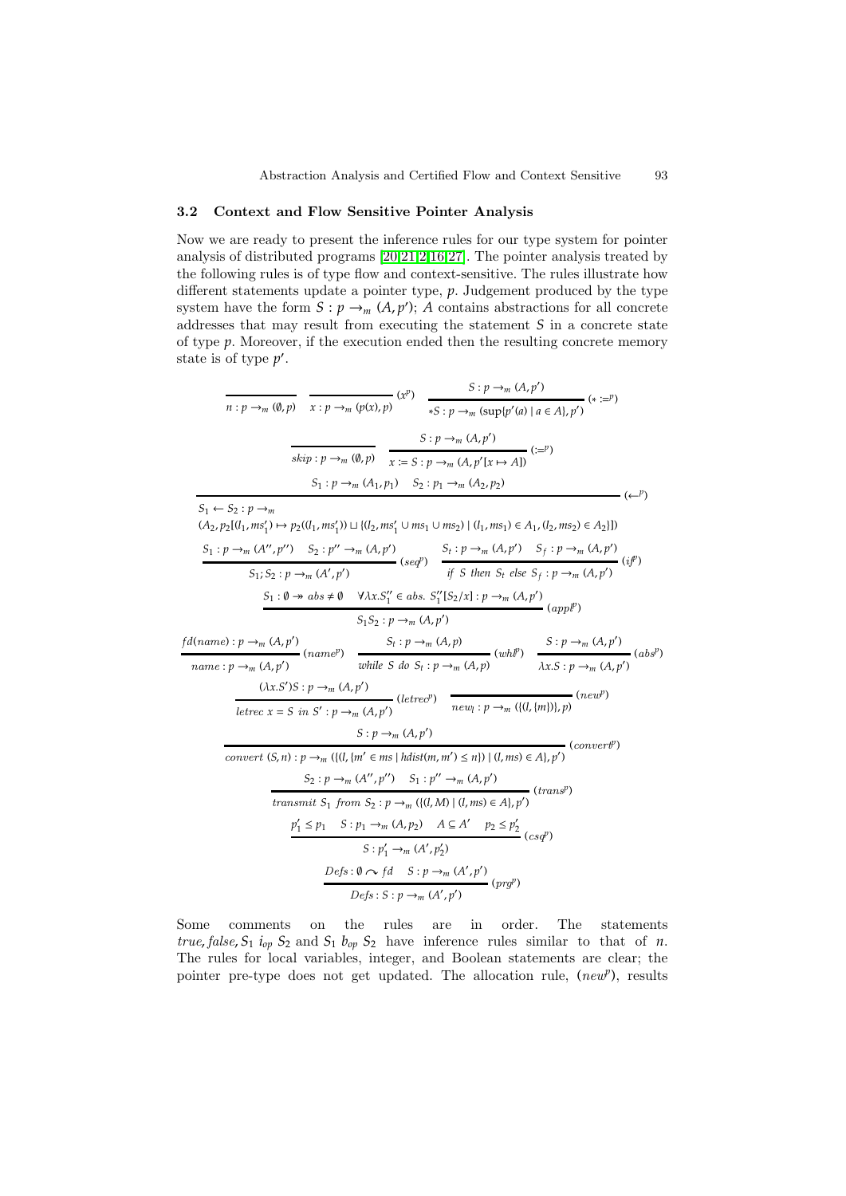### 3.2 Context and Flow Sensitive Pointer Analysis

Now we are ready to present the inference rules for our type system for pointer analysis of distributed programs [20,21,2,16,27]. The pointer analysis treated by the following rules is of type flow and context-sensitive. The rules illustrate how different statements update a pointer type, $p$. Judgement produced by the type system have the form $S : p \rightarrow_m (A, p')$; $A$ contains abstractions for all concrete addresses that may result from executing the statement $S$ in a concrete state of type $p$. Moreover, if the execution ended then the resulting concrete memory state is of type $p'$.

$$\frac{}{n : p \rightarrow_m (\emptyset, p)} \qquad \frac{}{x : p \rightarrow_m (p(x), p)}\,(x^p) \qquad \frac{S : p \rightarrow_m (A, p')}{*S : p \rightarrow_m (\sup\{p'(a) \mid a \in A\}, p')}\,(* :=^p)$$

$$\frac{}{skip : p \rightarrow_m (\emptyset, p)} \qquad \frac{S : p \rightarrow_m (A, p')}{x := S : p \rightarrow_m (A, p'[x \mapsto A])}\,(:=^p)$$

$$\frac{S_1 : p \rightarrow_m (A_1, p_1) \quad S_2 : p_1 \rightarrow_m (A_2, p_2)}{\begin{array}{l} S_1 \leftarrow S_2 : p \rightarrow_m \\ (A_2, p_2[(l_1, ms_1') \mapsto p_2((l_1, ms_1')) \sqcup \{(l_2, ms_1' \cup ms_1 \cup ms_2) \mid (l_1, ms_1) \in A_1, (l_2, ms_2) \in A_2\}]) \end{array}}\,(\leftarrow^p)$$

$$\frac{S_1 : p \rightarrow_m (A'', p'') \quad S_2 : p'' \rightarrow_m (A, p')}{S_1; S_2 : p \rightarrow_m (A', p')}\,(seq^p) \qquad \frac{S_t : p \rightarrow_m (A, p') \quad S_f : p \rightarrow_m (A, p')}{if\ S\ then\ S_t\ else\ S_f : p \rightarrow_m (A, p')}\,(if^p)$$

$$\frac{S_1 : \emptyset \twoheadrightarrow abs \neq \emptyset \quad \forall \lambda x.S_1'' \in abs.\ S_1''[S_2/x] : p \rightarrow_m (A, p')}{S_1 S_2 : p \rightarrow_m (A, p')}\,(appl^p)$$

$$\frac{fd(name) : p \rightarrow_m (A, p')}{name : p \rightarrow_m (A, p')}\,(name^p) \qquad \frac{S_t : p \rightarrow_m (A, p)}{while\ S\ do\ S_t : p \rightarrow_m (A, p)}\,(whl^p) \qquad \frac{S : p \rightarrow_m (A, p')}{\lambda x.S : p \rightarrow_m (A, p')}\,(abs^p)$$

$$\frac{(\lambda x.S')S : p \rightarrow_m (A, p')}{letrec\ x = S\ in\ S' : p \rightarrow_m (A, p')}\,(letrec^p) \qquad \frac{}{new_l : p \rightarrow_m (\{(l, \{m\})\}, p)}\,(new^p)$$

$$\frac{S : p \rightarrow_m (A, p')}{convert\ (S, n) : p \rightarrow_m (\{(l, \{m' \in ms \mid hdist(m, m') \leq n\}) \mid (l, ms) \in A\}, p')}\,(convert^p)$$

$$\frac{S_2 : p \rightarrow_m (A'', p'') \quad S_1 : p'' \rightarrow_m (A, p')}{transmit\ S_1\ from\ S_2 : p \rightarrow_m (\{(l, M) \mid (l, ms) \in A\}, p')}\,(trans^p)$$

$$\frac{p_1' \leq p_1 \quad S : p_1 \rightarrow_m (A, p_2) \quad A \subseteq A' \quad p_2 \leq p_2'}{S : p_1' \rightarrow_m (A', p_2')}\,(csq^p)$$

$$\frac{Defs : \emptyset \curvearrowright fd \quad S : p \rightarrow_m (A', p')}{Defs : S : p \rightarrow_m (A', p')}\,(prg^p)$$

Some comments on the rules are in order. The statements *true*, *false*, $S_1\ i_{op}\ S_2$ and $S_1\ b_{op}\ S_2$ have inference rules similar to that of $n$. The rules for local variables, integer, and Boolean statements are clear; the pointer pre-type does not get updated. The allocation rule, $(new^p)$, results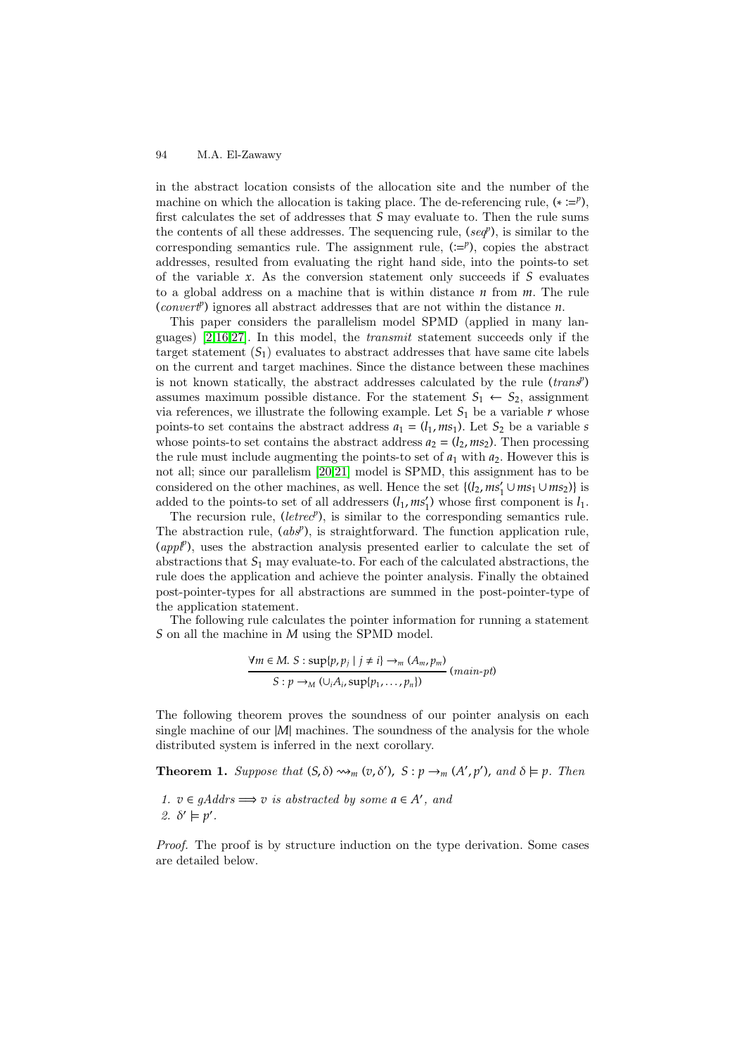in the abstract location consists of the allocation site and the number of the machine on which the allocation is taking place. The de-referencing rule, ($* :=^p$), first calculates the set of addresses that $S$ may evaluate to. Then the rule sums the contents of all these addresses. The sequencing rule, ($seq^p$), is similar to the corresponding semantics rule. The assignment rule, ($:=^p$), copies the abstract addresses, resulted from evaluating the right hand side, into the points-to set of the variable $x$. As the conversion statement only succeeds if $S$ evaluates to a global address on a machine that is within distance $n$ from $m$. The rule ($convert^p$) ignores all abstract addresses that are not within the distance $n$.

This paper considers the parallelism model SPMD (applied in many languages) [2,16,27]. In this model, the *transmit* statement succeeds only if the target statement ($S_1$) evaluates to abstract addresses that have same cite labels on the current and target machines. Since the distance between these machines is not known statically, the abstract addresses calculated by the rule ($trans^p$) assumes maximum possible distance. For the statement $S_1 \leftarrow S_2$, assignment via references, we illustrate the following example. Let $S_1$ be a variable $r$ whose points-to set contains the abstract address $a_1 = (l_1, ms_1)$. Let $S_2$ be a variable $s$ whose points-to set contains the abstract address $a_2 = (l_2, ms_2)$. Then processing the rule must include augmenting the points-to set of $a_1$ with $a_2$. However this is not all; since our parallelism [20,21] model is SPMD, this assignment has to be considered on the other machines, as well. Hence the set $\{(l_2, ms'_1 \cup ms_1 \cup ms_2)\}$ is added to the points-to set of all addressers $(l_1, ms'_1)$ whose first component is $l_1$.

The recursion rule, ($letrec^p$), is similar to the corresponding semantics rule. The abstraction rule, ($abs^p$), is straightforward. The function application rule, ($appl^p$), uses the abstraction analysis presented earlier to calculate the set of abstractions that $S_1$ may evaluate-to. For each of the calculated abstractions, the rule does the application and achieve the pointer analysis. Finally the obtained post-pointer-types for all abstractions are summed in the post-pointer-type of the application statement.

The following rule calculates the pointer information for running a statement $S$ on all the machine in $M$ using the SPMD model.

$$\frac{\forall m \in M.\ S : \sup\{p, p_j \mid j \neq i\} \rightarrow_m (A_m, p_m)}{S : p \rightarrow_M (\cup_i A_i, \sup\{p_1, \ldots, p_n\})} \ (main\text{-}pt)$$

The following theorem proves the soundness of our pointer analysis on each single machine of our $|M|$ machines. The soundness of the analysis for the whole distributed system is inferred in the next corollary.

**Theorem 1.** *Suppose that* $(S, \delta) \rightsquigarrow_m (v, \delta')$*,* $S : p \rightarrow_m (A', p')$*, and* $\delta \models p$*. Then*

1. $v \in gAddrs \Longrightarrow v$ *is abstracted by some* $a \in A'$*, and*
2. $\delta' \models p'$*.*

*Proof.* The proof is by structure induction on the type derivation. Some cases are detailed below.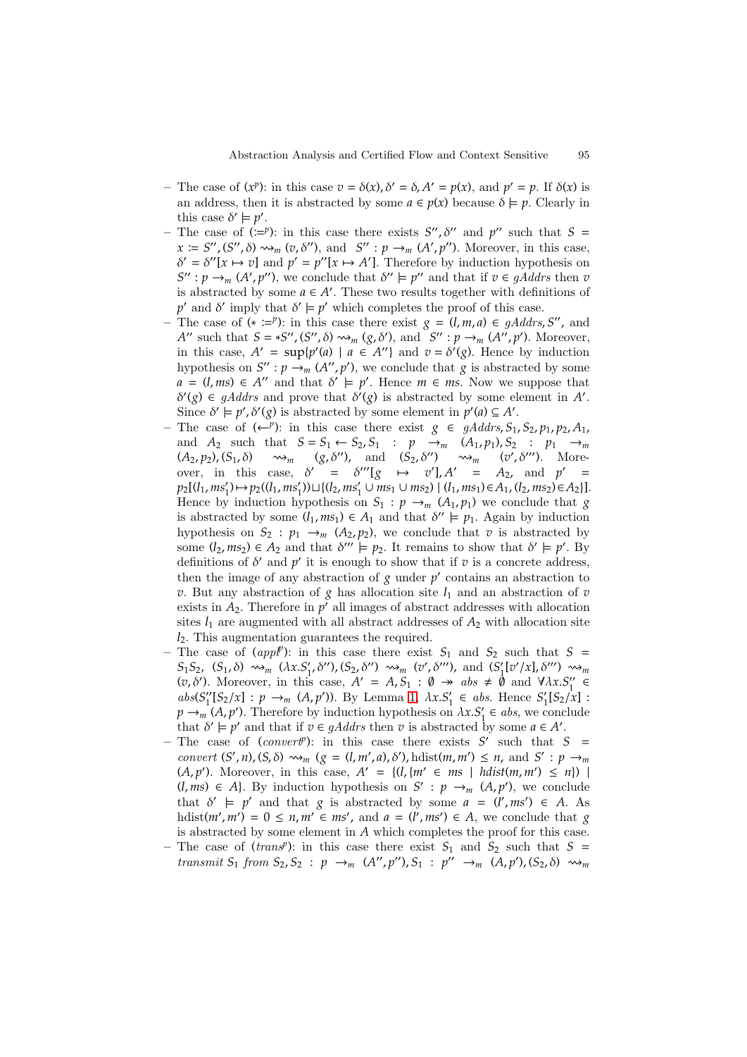- The case of $(x^p)$: in this case $v = \delta(x), \delta' = \delta, A' = p(x)$, and $p' = p$. If $\delta(x)$ is an address, then it is abstracted by some $a \in p(x)$ because $\delta \models p$. Clearly in this case $\delta' \models p'$.
- The case of $(:=^p)$: in this case there exists $S'', \delta''$ and $p''$ such that $S = x := S'', (S'', \delta) \rightsquigarrow_m (v, \delta'')$, and $S'' : p \rightarrow_m (A', p'')$. Moreover, in this case, $\delta' = \delta''[x \mapsto v]$ and $p' = p''[x \mapsto A']$. Therefore by induction hypothesis on $S'' : p \rightarrow_m (A', p'')$, we conclude that $\delta'' \models p''$ and that if $v \in gAddrs$ then $v$ is abstracted by some $a \in A'$. These two results together with definitions of $p'$ and $\delta'$ imply that $\delta' \models p'$ which completes the proof of this case.
- The case of $(* :=^p)$: in this case there exist $g = (l, m, a) \in gAddrs, S''$, and $A''$ such that $S = *S'', (S'', \delta) \rightsquigarrow_m (g, \delta')$, and $S'' : p \rightarrow_m (A'', p')$. Moreover, in this case, $A' = \sup\{p'(a) \mid a \in A''\}$ and $v = \delta'(g)$. Hence by induction hypothesis on $S'' : p \rightarrow_m (A'', p')$, we conclude that $g$ is abstracted by some $a = (l, ms) \in A''$ and that $\delta' \models p'$. Hence $m \in ms$. Now we suppose that $\delta'(g) \in gAddrs$ and prove that $\delta'(g)$ is abstracted by some element in $A'$. Since $\delta' \models p', \delta'(g)$ is abstracted by some element in $p'(a) \subseteq A'$.
- The case of $(\leftarrow^p)$: in this case there exist $g \in gAddrs, S_1, S_2, p_1, p_2, A_1$, and $A_2$ such that $S = S_1 \leftarrow S_2, S_1 : p \rightarrow_m (A_1, p_1), S_2 : p_1 \rightarrow_m (A_2, p_2), (S_1, \delta) \rightsquigarrow_m (g, \delta'')$, and $(S_2, \delta'') \rightsquigarrow_m (v', \delta''')$. Moreover, in this case, $\delta' = \delta'''[g \mapsto v'], A' = A_2$, and $p' = p_2[(l_1, ms_1') \mapsto p_2((l_1, ms_1')) \sqcup \{(l_2, ms_1' \cup ms_1 \cup ms_2) \mid (l_1, ms_1) \in A_1, (l_2, ms_2) \in A_2\}]$. Hence by induction hypothesis on $S_1 : p \rightarrow_m (A_1, p_1)$ we conclude that $g$ is abstracted by some $(l_1, ms_1) \in A_1$ and that $\delta'' \models p_1$. Again by induction hypothesis on $S_2 : p_1 \rightarrow_m (A_2, p_2)$, we conclude that $v$ is abstracted by some $(l_2, ms_2) \in A_2$ and that $\delta''' \models p_2$. It remains to show that $\delta' \models p'$. By definitions of $\delta'$ and $p'$ it is enough to show that if $v$ is a concrete address, then the image of any abstraction of $g$ under $p'$ contains an abstraction to $v$. But any abstraction of $g$ has allocation site $l_1$ and an abstraction of $v$ exists in $A_2$. Therefore in $p'$ all images of abstract addresses with allocation sites $l_1$ are augmented with all abstract addresses of $A_2$ with allocation site $l_2$. This augmentation guarantees the required.
- The case of $(appl^p)$: in this case there exist $S_1$ and $S_2$ such that $S = S_1 S_2$, $(S_1, \delta) \rightsquigarrow_m (\lambda x.S_1', \delta''), (S_2, \delta'') \rightsquigarrow_m (v', \delta''')$, and $(S_1'[v'/x], \delta''') \rightsquigarrow_m (v, \delta')$. Moreover, in this case, $A' = A, S_1 : \emptyset \twoheadrightarrow abs \neq \emptyset$ and $\forall \lambda x.S_1'' \in abs(S_1''[S_2/x] : p \rightarrow_m (A, p'))$. By Lemma 1, $\lambda x.S_1' \in abs$. Hence $S_1'[S_2/x] : p \rightarrow_m (A, p')$. Therefore by induction hypothesis on $\lambda x.S_1' \in abs$, we conclude that $\delta' \models p'$ and that if $v \in gAddrs$ then $v$ is abstracted by some $a \in A'$.
- The case of $(convert^p)$: in this case there exists $S'$ such that $S = convert\ (S', n), (S, \delta) \rightsquigarrow_m (g = (l, m', a), \delta')$, $\text{hdist}(m, m') \leq n$, and $S' : p \rightarrow_m (A, p')$. Moreover, in this case, $A' = \{(l, \{m' \in ms \mid hdist(m, m') \leq n\}) \mid (l, ms) \in A\}$. By induction hypothesis on $S' : p \rightarrow_m (A, p')$, we conclude that $\delta' \models p'$ and that $g$ is abstracted by some $a = (l', ms') \in A$. As $\text{hdist}(m', m') = 0 \leq n, m' \in ms'$, and $a = (l', ms') \in A$, we conclude that $g$ is abstracted by some element in $A$ which completes the proof for this case.
- The case of $(trans^p)$: in this case there exist $S_1$ and $S_2$ such that $S = transmit\ S_1\ from\ S_2, S_2 : p \rightarrow_m (A'', p''), S_1 : p'' \rightarrow_m (A, p'), (S_2, \delta) \rightsquigarrow_m$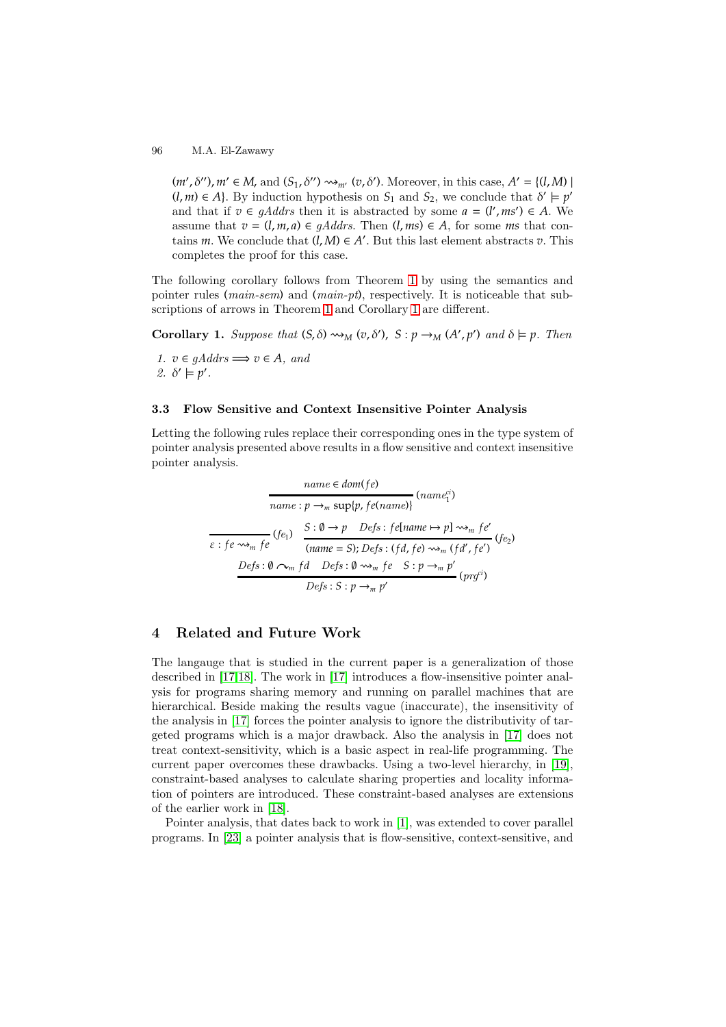$(m', \delta''), m' \in M$, and $(S_1, \delta'') \rightsquigarrow_{m'} (v, \delta')$. Moreover, in this case, $A' = \{(l, M) \mid (l, m) \in A\}$. By induction hypothesis on $S_1$ and $S_2$, we conclude that $\delta' \models p'$ and that if $v \in gAddrs$ then it is abstracted by some $a = (l', ms') \in A$. We assume that $v = (l, m, a) \in gAddrs$. Then $(l, ms) \in A$, for some $ms$ that contains $m$. We conclude that $(l, M) \in A'$. But this last element abstracts $v$. This completes the proof for this case.

The following corollary follows from Theorem 1 by using the semantics and pointer rules (*main-sem*) and (*main-pt*), respectively. It is noticeable that subscriptions of arrows in Theorem 1 and Corollary 1 are different.

**Corollary 1.** *Suppose that* $(S, \delta) \rightsquigarrow_M (v, \delta')$, $S : p \rightarrow_M (A', p')$ *and* $\delta \models p$. *Then*

1. $v \in gAddrs \Longrightarrow v \in A$, *and*
2. $\delta' \models p'$.

### 3.3 Flow Sensitive and Context Insensitive Pointer Analysis

Letting the following rules replace their corresponding ones in the type system of pointer analysis presented above results in a flow sensitive and context insensitive pointer analysis.

$$\frac{name \in dom(fe)}{name : p \rightarrow_m \sup\{p, fe(name)\}} \; (name_1^{ci})$$

$$\frac{}{\varepsilon : fe \rightsquigarrow_m fe} \; (fe_1) \qquad \frac{S : \emptyset \rightarrow p \quad Defs : fe[name \mapsto p] \rightsquigarrow_m fe'}{(name = S); Defs : (fd, fe) \rightsquigarrow_m (fd', fe')} \; (fe_2)$$

$$\frac{Defs : \emptyset \curvearrowright_m fd \quad Defs : \emptyset \rightsquigarrow_m fe \quad S : p \rightarrow_m p'}{Defs : S : p \rightarrow_m p'} \; (prg^{ci})$$

## 4 Related and Future Work

The langauge that is studied in the current paper is a generalization of those described in [17,18]. The work in [17] introduces a flow-insensitive pointer analysis for programs sharing memory and running on parallel machines that are hierarchical. Beside making the results vague (inaccurate), the insensitivity of the analysis in [17] forces the pointer analysis to ignore the distributivity of targeted programs which is a major drawback. Also the analysis in [17] does not treat context-sensitivity, which is a basic aspect in real-life programming. The current paper overcomes these drawbacks. Using a two-level hierarchy, in [19], constraint-based analyses to calculate sharing properties and locality information of pointers are introduced. These constraint-based analyses are extensions of the earlier work in [18].

Pointer analysis, that dates back to work in [1], was extended to cover parallel programs. In [23] a pointer analysis that is flow-sensitive, context-sensitive, and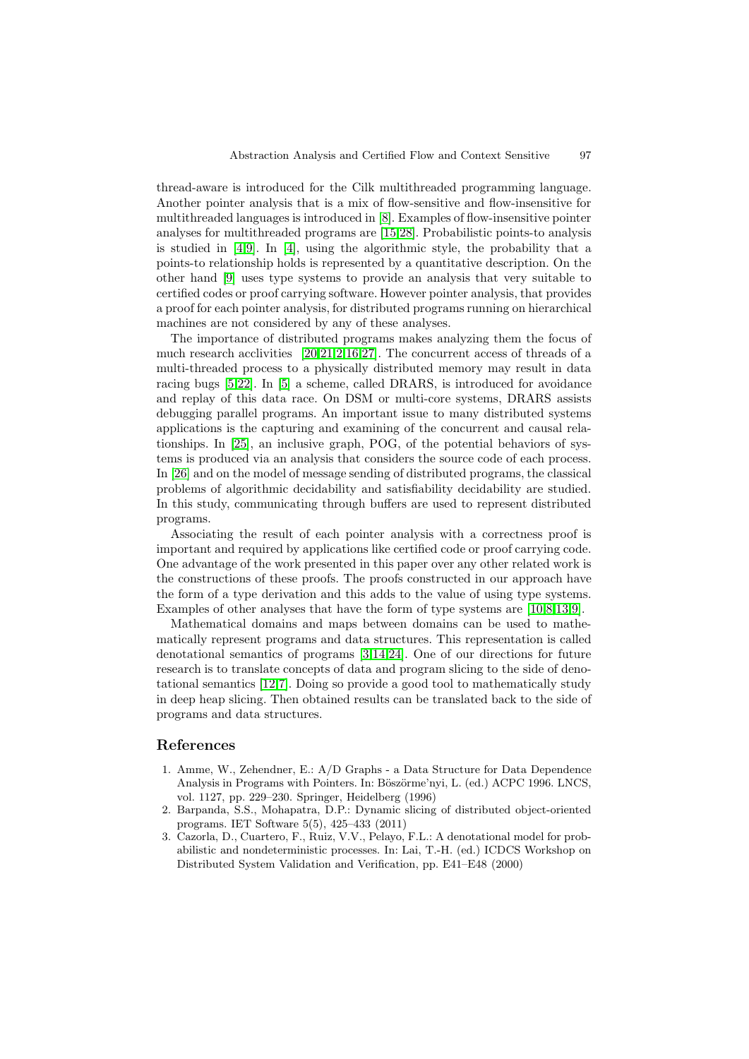thread-aware is introduced for the Cilk multithreaded programming language. Another pointer analysis that is a mix of flow-sensitive and flow-insensitive for multithreaded languages is introduced in [8]. Examples of flow-insensitive pointer analyses for multithreaded programs are [15,28]. Probabilistic points-to analysis is studied in [4,9]. In [4], using the algorithmic style, the probability that a points-to relationship holds is represented by a quantitative description. On the other hand [9] uses type systems to provide an analysis that very suitable to certified codes or proof carrying software. However pointer analysis, that provides a proof for each pointer analysis, for distributed programs running on hierarchical machines are not considered by any of these analyses.

The importance of distributed programs makes analyzing them the focus of much research acclivities [20,21,2,16,27]. The concurrent access of threads of a multi-threaded process to a physically distributed memory may result in data racing bugs [5,22]. In [5] a scheme, called DRARS, is introduced for avoidance and replay of this data race. On DSM or multi-core systems, DRARS assists debugging parallel programs. An important issue to many distributed systems applications is the capturing and examining of the concurrent and causal relationships. In [25], an inclusive graph, POG, of the potential behaviors of systems is produced via an analysis that considers the source code of each process. In [26] and on the model of message sending of distributed programs, the classical problems of algorithmic decidability and satisfiability decidability are studied. In this study, communicating through buffers are used to represent distributed programs.

Associating the result of each pointer analysis with a correctness proof is important and required by applications like certified code or proof carrying code. One advantage of the work presented in this paper over any other related work is the constructions of these proofs. The proofs constructed in our approach have the form of a type derivation and this adds to the value of using type systems. Examples of other analyses that have the form of type systems are [10,8,13,9].

Mathematical domains and maps between domains can be used to mathematically represent programs and data structures. This representation is called denotational semantics of programs [3,14,24]. One of our directions for future research is to translate concepts of data and program slicing to the side of denotational semantics [12,7]. Doing so provide a good tool to mathematically study in deep heap slicing. Then obtained results can be translated back to the side of programs and data structures.

## References

1. Amme, W., Zehendner, E.: A/D Graphs - a Data Structure for Data Dependence Analysis in Programs with Pointers. In: Böszörme'nyi, L. (ed.) ACPC 1996. LNCS, vol. 1127, pp. 229–230. Springer, Heidelberg (1996)
2. Barpanda, S.S., Mohapatra, D.P.: Dynamic slicing of distributed object-oriented programs. IET Software 5(5), 425–433 (2011)
3. Cazorla, D., Cuartero, F., Ruiz, V.V., Pelayo, F.L.: A denotational model for probabilistic and nondeterministic processes. In: Lai, T.-H. (ed.) ICDCS Workshop on Distributed System Validation and Verification, pp. E41–E48 (2000)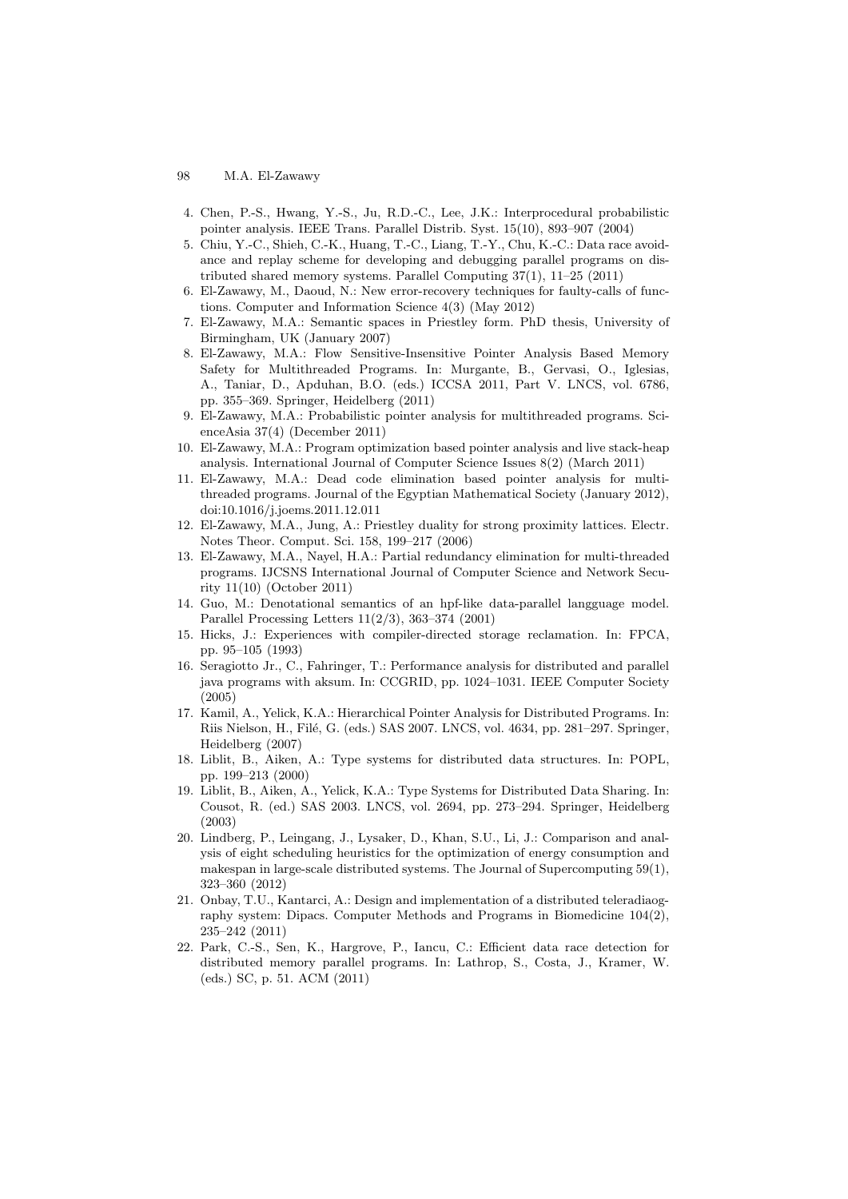4. Chen, P.-S., Hwang, Y.-S., Ju, R.D.-C., Lee, J.K.: Interprocedural probabilistic pointer analysis. IEEE Trans. Parallel Distrib. Syst. 15(10), 893–907 (2004)
5. Chiu, Y.-C., Shieh, C.-K., Huang, T.-C., Liang, T.-Y., Chu, K.-C.: Data race avoidance and replay scheme for developing and debugging parallel programs on distributed shared memory systems. Parallel Computing 37(1), 11–25 (2011)
6. El-Zawawy, M., Daoud, N.: New error-recovery techniques for faulty-calls of functions. Computer and Information Science 4(3) (May 2012)
7. El-Zawawy, M.A.: Semantic spaces in Priestley form. PhD thesis, University of Birmingham, UK (January 2007)
8. El-Zawawy, M.A.: Flow Sensitive-Insensitive Pointer Analysis Based Memory Safety for Multithreaded Programs. In: Murgante, B., Gervasi, O., Iglesias, A., Taniar, D., Apduhan, B.O. (eds.) ICCSA 2011, Part V. LNCS, vol. 6786, pp. 355–369. Springer, Heidelberg (2011)
9. El-Zawawy, M.A.: Probabilistic pointer analysis for multithreaded programs. ScienceAsia 37(4) (December 2011)
10. El-Zawawy, M.A.: Program optimization based pointer analysis and live stack-heap analysis. International Journal of Computer Science Issues 8(2) (March 2011)
11. El-Zawawy, M.A.: Dead code elimination based pointer analysis for multithreaded programs. Journal of the Egyptian Mathematical Society (January 2012), doi:10.1016/j.joems.2011.12.011
12. El-Zawawy, M.A., Jung, A.: Priestley duality for strong proximity lattices. Electr. Notes Theor. Comput. Sci. 158, 199–217 (2006)
13. El-Zawawy, M.A., Nayel, H.A.: Partial redundancy elimination for multi-threaded programs. IJCSNS International Journal of Computer Science and Network Security 11(10) (October 2011)
14. Guo, M.: Denotational semantics of an hpf-like data-parallel langguage model. Parallel Processing Letters 11(2/3), 363–374 (2001)
15. Hicks, J.: Experiences with compiler-directed storage reclamation. In: FPCA, pp. 95–105 (1993)
16. Seragiotto Jr., C., Fahringer, T.: Performance analysis for distributed and parallel java programs with aksum. In: CCGRID, pp. 1024–1031. IEEE Computer Society (2005)
17. Kamil, A., Yelick, K.A.: Hierarchical Pointer Analysis for Distributed Programs. In: Riis Nielson, H., Filé, G. (eds.) SAS 2007. LNCS, vol. 4634, pp. 281–297. Springer, Heidelberg (2007)
18. Liblit, B., Aiken, A.: Type systems for distributed data structures. In: POPL, pp. 199–213 (2000)
19. Liblit, B., Aiken, A., Yelick, K.A.: Type Systems for Distributed Data Sharing. In: Cousot, R. (ed.) SAS 2003. LNCS, vol. 2694, pp. 273–294. Springer, Heidelberg (2003)
20. Lindberg, P., Leingang, J., Lysaker, D., Khan, S.U., Li, J.: Comparison and analysis of eight scheduling heuristics for the optimization of energy consumption and makespan in large-scale distributed systems. The Journal of Supercomputing 59(1), 323–360 (2012)
21. Onbay, T.U., Kantarci, A.: Design and implementation of a distributed teleradiaography system: Dipacs. Computer Methods and Programs in Biomedicine 104(2), 235–242 (2011)
22. Park, C.-S., Sen, K., Hargrove, P., Iancu, C.: Efficient data race detection for distributed memory parallel programs. In: Lathrop, S., Costa, J., Kramer, W. (eds.) SC, p. 51. ACM (2011)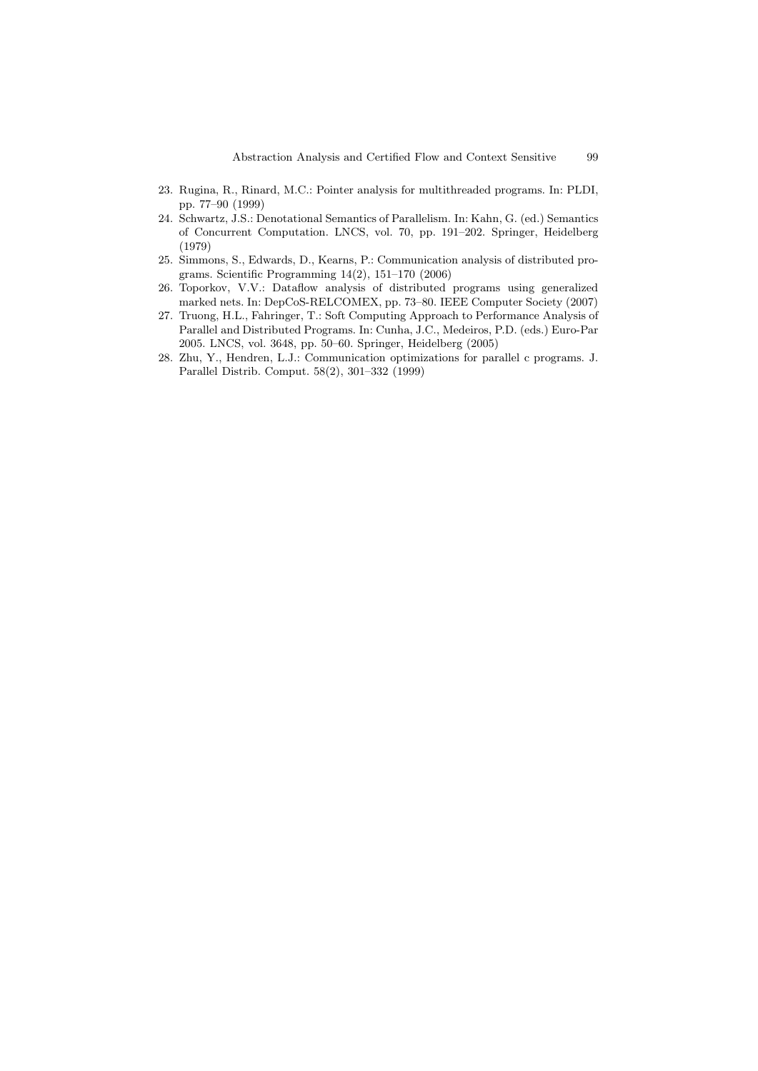23. Rugina, R., Rinard, M.C.: Pointer analysis for multithreaded programs. In: PLDI, pp. 77–90 (1999)
24. Schwartz, J.S.: Denotational Semantics of Parallelism. In: Kahn, G. (ed.) Semantics of Concurrent Computation. LNCS, vol. 70, pp. 191–202. Springer, Heidelberg (1979)
25. Simmons, S., Edwards, D., Kearns, P.: Communication analysis of distributed programs. Scientific Programming 14(2), 151–170 (2006)
26. Toporkov, V.V.: Dataflow analysis of distributed programs using generalized marked nets. In: DepCoS-RELCOMEX, pp. 73–80. IEEE Computer Society (2007)
27. Truong, H.L., Fahringer, T.: Soft Computing Approach to Performance Analysis of Parallel and Distributed Programs. In: Cunha, J.C., Medeiros, P.D. (eds.) Euro-Par 2005. LNCS, vol. 3648, pp. 50–60. Springer, Heidelberg (2005)
28. Zhu, Y., Hendren, L.J.: Communication optimizations for parallel c programs. J. Parallel Distrib. Comput. 58(2), 301–332 (1999)